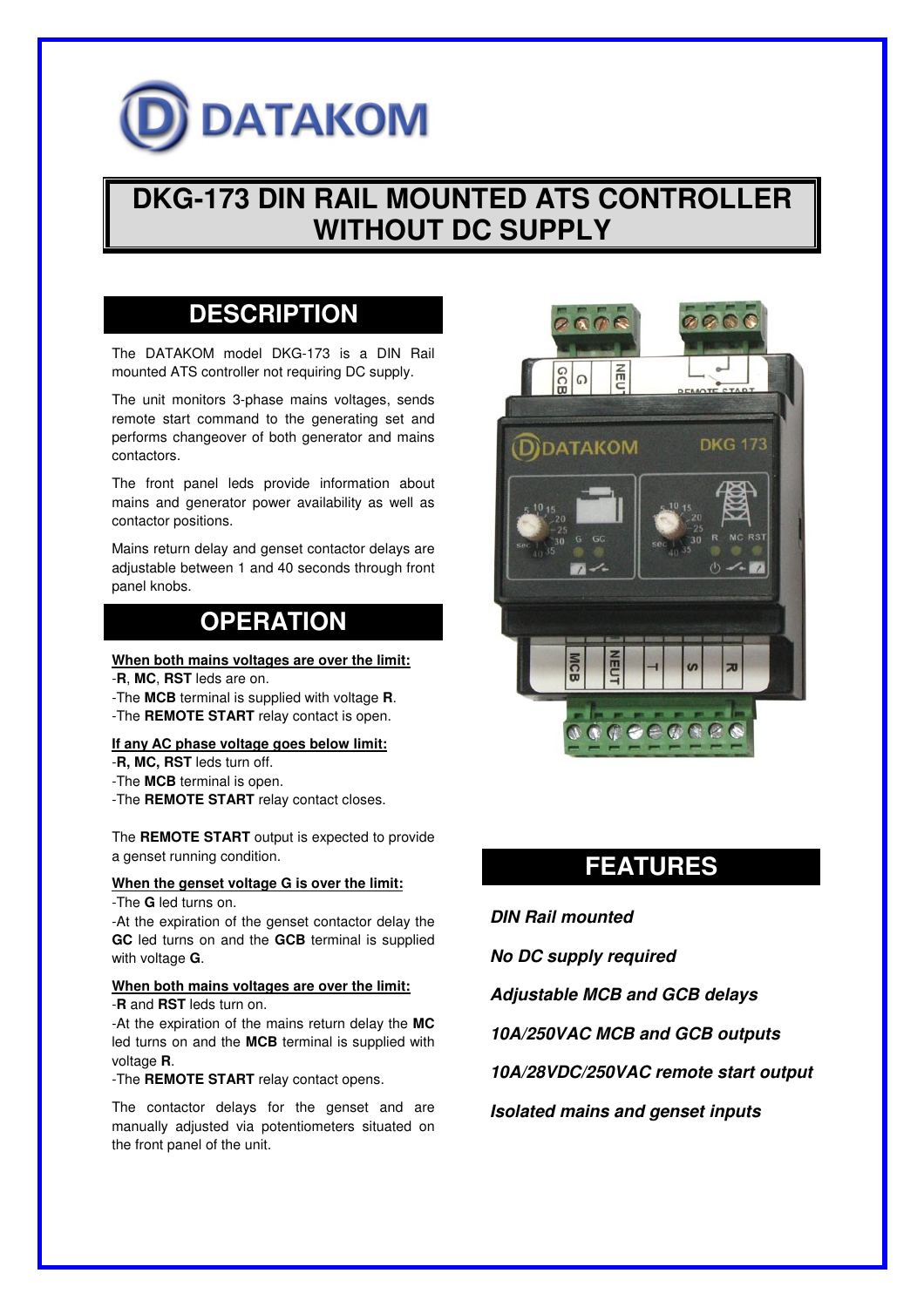DATAKOM

# DKG-173 DIN RAIL MOUNTED ATS CONTROLLER WITHOUT DC SUPPLY

## DESCRIPTION

The DATAKOM model DKG-173 is a DIN Rail mounted ATS controller not requiring DC supply.

The unit monitors 3-phase mains voltages, sends remote start command to the generating set and performs changeover of both generator and mains contactors.

The front panel leds provide information about mains and generator power availability as well as contactor positions.

Mains return delay and genset contactor delays are adjustable between 1 and 40 seconds through front panel knobs.

## OPERATION

**When both mains voltages are over the limit:**

-**R**, **MC**, **RST** leds are on.
-The **MCB** terminal is supplied with voltage **R**.
-The **REMOTE START** relay contact is open.

**If any AC phase voltage goes below limit:**

-**R, MC, RST** leds turn off.
-The **MCB** terminal is open.
-The **REMOTE START** relay contact closes.

The **REMOTE START** output is expected to provide a genset running condition.

**When the genset voltage G is over the limit:**

-The **G** led turns on.
-At the expiration of the genset contactor delay the **GC** led turns on and the **GCB** terminal is supplied with voltage **G**.

**When both mains voltages are over the limit:**

-**R** and **RST** leds turn on.
-At the expiration of the mains return delay the **MC** led turns on and the **MCB** terminal is supplied with voltage **R**.
-The **REMOTE START** relay contact opens.

The contactor delays for the genset and are manually adjusted via potentiometers situated on the front panel of the unit.

## FEATURES

***DIN Rail mounted***

***No DC supply required***

***Adjustable MCB and GCB delays***

***10A/250VAC MCB and GCB outputs***

***10A/28VDC/250VAC remote start output***

***Isolated mains and genset inputs***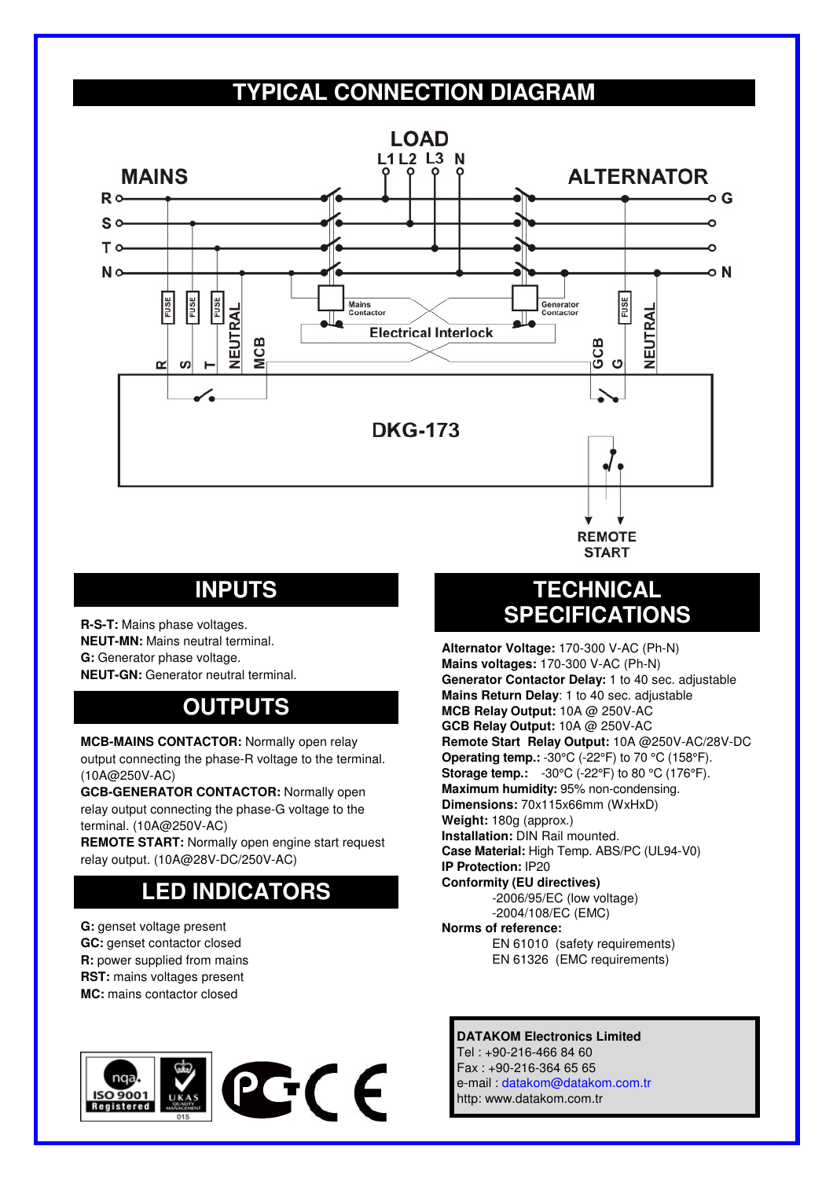# TYPICAL CONNECTION DIAGRAM

LOAD

L1 L2 L3 N

MAINS

ALTERNATOR

R S T N

G N

FUSE FUSE FUSE

Mains Contactor

Generator Contactor

Electrical Interlock

R S T NEUTRAL MCB

GCB G NEUTRAL

DKG-173

REMOTE START

## INPUTS

**R-S-T:** Mains phase voltages.
**NEUT-MN:** Mains neutral terminal.
**G:** Generator phase voltage.
**NEUT-GN:** Generator neutral terminal.

## OUTPUTS

**MCB-MAINS CONTACTOR:** Normally open relay output connecting the phase-R voltage to the terminal. (10A@250V-AC)

**GCB-GENERATOR CONTACTOR:** Normally open relay output connecting the phase-G voltage to the terminal. (10A@250V-AC)

**REMOTE START:** Normally open engine start request relay output. (10A@28V-DC/250V-AC)

## LED INDICATORS

**G:** genset voltage present
**GC:** genset contactor closed
**R:** power supplied from mains
**RST:** mains voltages present
**MC:** mains contactor closed

## TECHNICAL SPECIFICATIONS

**Alternator Voltage:** 170-300 V-AC (Ph-N)
**Mains voltages:** 170-300 V-AC (Ph-N)
**Generator Contactor Delay:** 1 to 40 sec. adjustable
**Mains Return Delay**: 1 to 40 sec. adjustable
**MCB Relay Output:** 10A @ 250V-AC
**GCB Relay Output:** 10A @ 250V-AC
**Remote Start Relay Output:** 10A @250V-AC/28V-DC
**Operating temp.:** -30°C (-22°F) to 70 °C (158°F).
**Storage temp.:** -30°C (-22°F) to 80 °C (176°F).
**Maximum humidity:** 95% non-condensing.
**Dimensions:** 70x115x66mm (WxHxD)
**Weight:** 180g (approx.)
**Installation:** DIN Rail mounted.
**Case Material:** High Temp. ABS/PC (UL94-V0)
**IP Protection:** IP20
**Conformity (EU directives)**
- -2006/95/EC (low voltage)
- -2004/108/EC (EMC)

**Norms of reference:**
- EN 61010 (safety requirements)
- EN 61326 (EMC requirements)

**DATAKOM Electronics Limited**
Tel : +90-216-466 84 60
Fax : +90-216-364 65 65
e-mail : datakom@datakom.com.tr
http: www.datakom.com.tr